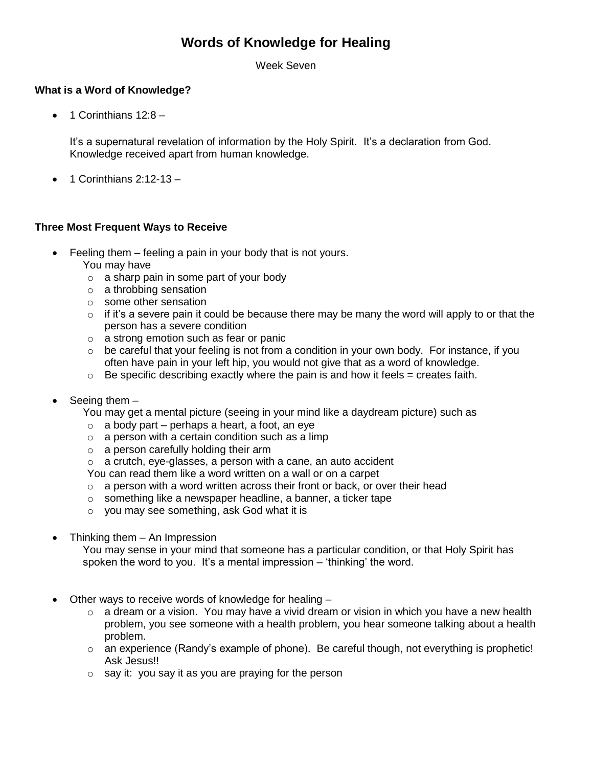# Words of Knowledge for Healing

Week Seven

### What is a Word of Knowledge?

- 1 Corinthians 12:8 –

  It's a supernatural revelation of information by the Holy Spirit. It's a declaration from God. Knowledge received apart from human knowledge.

- 1 Corinthians 2:12-13 –

### Three Most Frequent Ways to Receive

- Feeling them – feeling a pain in your body that is not yours.
  You may have
  - a sharp pain in some part of your body
  - a throbbing sensation
  - some other sensation
  - if it's a severe pain it could be because there may be many the word will apply to or that the person has a severe condition
  - a strong emotion such as fear or panic
  - be careful that your feeling is not from a condition in your own body. For instance, if you often have pain in your left hip, you would not give that as a word of knowledge.
  - Be specific describing exactly where the pain is and how it feels = creates faith.

- Seeing them –
  You may get a mental picture (seeing in your mind like a daydream picture) such as
  - a body part – perhaps a heart, a foot, an eye
  - a person with a certain condition such as a limp
  - a person carefully holding their arm
  - a crutch, eye-glasses, a person with a cane, an auto accident

  You can read them like a word written on a wall or on a carpet
  - a person with a word written across their front or back, or over their head
  - something like a newspaper headline, a banner, a ticker tape
  - you may see something, ask God what it is

- Thinking them – An Impression
  You may sense in your mind that someone has a particular condition, or that Holy Spirit has spoken the word to you. It's a mental impression – 'thinking' the word.

- Other ways to receive words of knowledge for healing –
  - a dream or a vision. You may have a vivid dream or vision in which you have a new health problem, you see someone with a health problem, you hear someone talking about a health problem.
  - an experience (Randy's example of phone). Be careful though, not everything is prophetic! Ask Jesus!!
  - say it: you say it as you are praying for the person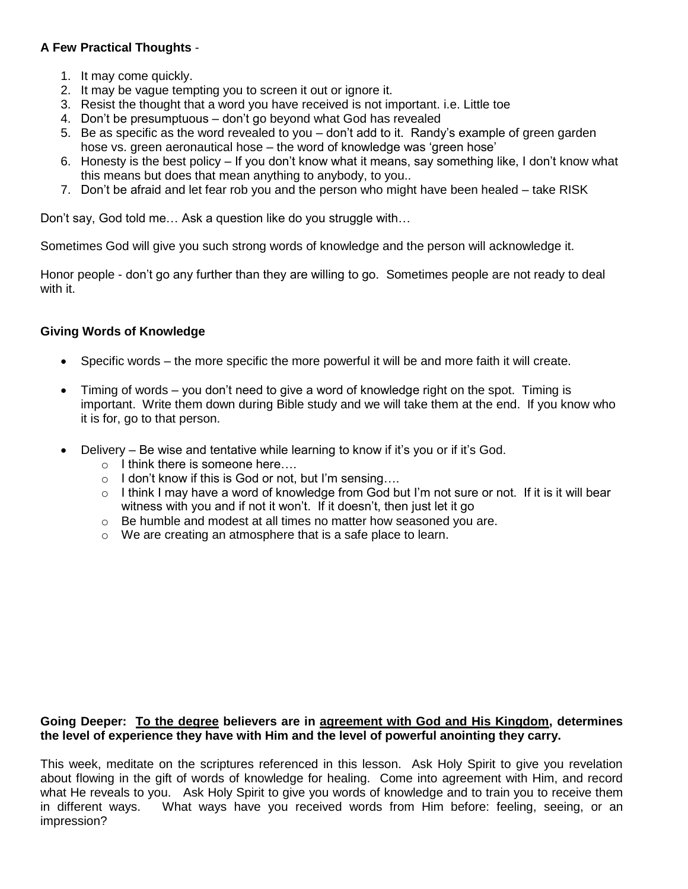**A Few Practical Thoughts** -

1. It may come quickly.
2. It may be vague tempting you to screen it out or ignore it.
3. Resist the thought that a word you have received is not important. i.e. Little toe
4. Don't be presumptuous – don't go beyond what God has revealed
5. Be as specific as the word revealed to you – don't add to it. Randy's example of green garden hose vs. green aeronautical hose – the word of knowledge was 'green hose'
6. Honesty is the best policy – If you don't know what it means, say something like, I don't know what this means but does that mean anything to anybody, to you..
7. Don't be afraid and let fear rob you and the person who might have been healed – take RISK

Don't say, God told me… Ask a question like do you struggle with…

Sometimes God will give you such strong words of knowledge and the person will acknowledge it.

Honor people - don't go any further than they are willing to go. Sometimes people are not ready to deal with it.

**Giving Words of Knowledge**

- Specific words – the more specific the more powerful it will be and more faith it will create.
- Timing of words – you don't need to give a word of knowledge right on the spot. Timing is important. Write them down during Bible study and we will take them at the end. If you know who it is for, go to that person.
- Delivery – Be wise and tentative while learning to know if it's you or if it's God.
  - I think there is someone here….
  - I don't know if this is God or not, but I'm sensing….
  - I think I may have a word of knowledge from God but I'm not sure or not. If it is it will bear witness with you and if not it won't. If it doesn't, then just let it go
  - Be humble and modest at all times no matter how seasoned you are.
  - We are creating an atmosphere that is a safe place to learn.

**Going Deeper: <u>To the degree</u> believers are in <u>agreement with God and His Kingdom</u>, determines the level of experience they have with Him and the level of powerful anointing they carry.**

This week, meditate on the scriptures referenced in this lesson. Ask Holy Spirit to give you revelation about flowing in the gift of words of knowledge for healing. Come into agreement with Him, and record what He reveals to you. Ask Holy Spirit to give you words of knowledge and to train you to receive them in different ways. What ways have you received words from Him before: feeling, seeing, or an impression?